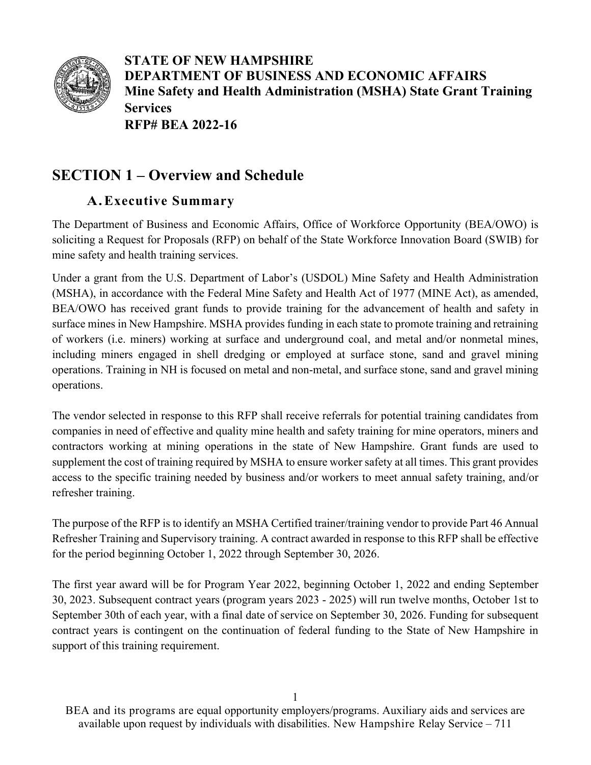**STATE OF NEW HAMPSHIRE**
**DEPARTMENT OF BUSINESS AND ECONOMIC AFFAIRS**
**Mine Safety and Health Administration (MSHA) State Grant Training Services**
**RFP# BEA 2022-16**

# SECTION 1 – Overview and Schedule

## A. Executive Summary

The Department of Business and Economic Affairs, Office of Workforce Opportunity (BEA/OWO) is soliciting a Request for Proposals (RFP) on behalf of the State Workforce Innovation Board (SWIB) for mine safety and health training services.

Under a grant from the U.S. Department of Labor's (USDOL) Mine Safety and Health Administration (MSHA), in accordance with the Federal Mine Safety and Health Act of 1977 (MINE Act), as amended, BEA/OWO has received grant funds to provide training for the advancement of health and safety in surface mines in New Hampshire. MSHA provides funding in each state to promote training and retraining of workers (i.e. miners) working at surface and underground coal, and metal and/or nonmetal mines, including miners engaged in shell dredging or employed at surface stone, sand and gravel mining operations. Training in NH is focused on metal and non-metal, and surface stone, sand and gravel mining operations.

The vendor selected in response to this RFP shall receive referrals for potential training candidates from companies in need of effective and quality mine health and safety training for mine operators, miners and contractors working at mining operations in the state of New Hampshire. Grant funds are used to supplement the cost of training required by MSHA to ensure worker safety at all times. This grant provides access to the specific training needed by business and/or workers to meet annual safety training, and/or refresher training.

The purpose of the RFP is to identify an MSHA Certified trainer/training vendor to provide Part 46 Annual Refresher Training and Supervisory training. A contract awarded in response to this RFP shall be effective for the period beginning October 1, 2022 through September 30, 2026.

The first year award will be for Program Year 2022, beginning October 1, 2022 and ending September 30, 2023. Subsequent contract years (program years 2023 - 2025) will run twelve months, October 1st to September 30th of each year, with a final date of service on September 30, 2026. Funding for subsequent contract years is contingent on the continuation of federal funding to the State of New Hampshire in support of this training requirement.

BEA and its programs are equal opportunity employers/programs. Auxiliary aids and services are available upon request by individuals with disabilities. New Hampshire Relay Service – 711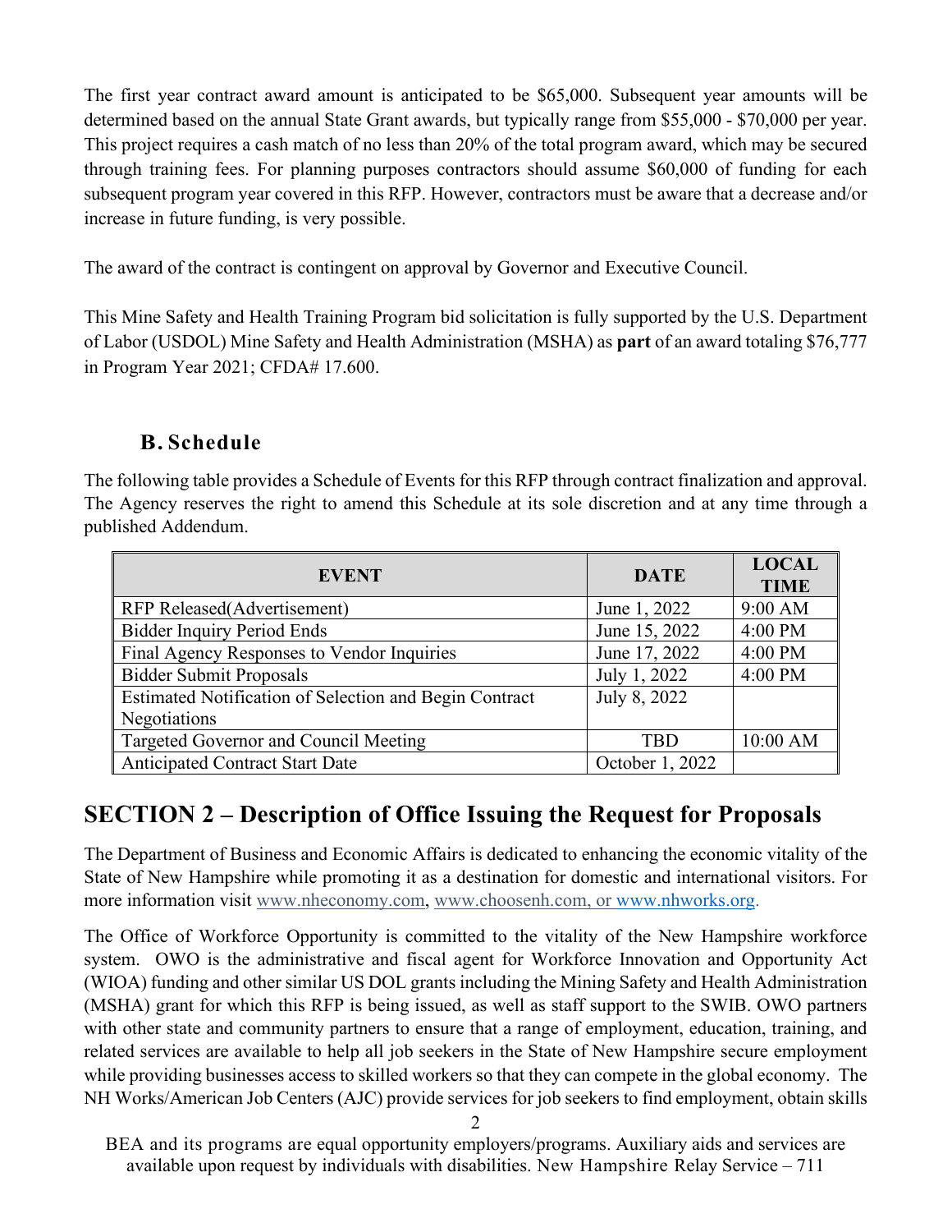The first year contract award amount is anticipated to be $65,000. Subsequent year amounts will be determined based on the annual State Grant awards, but typically range from $55,000 - $70,000 per year. This project requires a cash match of no less than 20% of the total program award, which may be secured through training fees. For planning purposes contractors should assume $60,000 of funding for each subsequent program year covered in this RFP. However, contractors must be aware that a decrease and/or increase in future funding, is very possible.

The award of the contract is contingent on approval by Governor and Executive Council.

This Mine Safety and Health Training Program bid solicitation is fully supported by the U.S. Department of Labor (USDOL) Mine Safety and Health Administration (MSHA) as **part** of an award totaling $76,777 in Program Year 2021; CFDA# 17.600.

### B. Schedule

The following table provides a Schedule of Events for this RFP through contract finalization and approval. The Agency reserves the right to amend this Schedule at its sole discretion and at any time through a published Addendum.

| EVENT | DATE | LOCAL TIME |
|---|---|---|
| RFP Released(Advertisement) | June 1, 2022 | 9:00 AM |
| Bidder Inquiry Period Ends | June 15, 2022 | 4:00 PM |
| Final Agency Responses to Vendor Inquiries | June 17, 2022 | 4:00 PM |
| Bidder Submit Proposals | July 1, 2022 | 4:00 PM |
| Estimated Notification of Selection and Begin Contract Negotiations | July 8, 2022 | |
| Targeted Governor and Council Meeting | TBD | 10:00 AM |
| Anticipated Contract Start Date | October 1, 2022 | |

## SECTION 2 – Description of Office Issuing the Request for Proposals

The Department of Business and Economic Affairs is dedicated to enhancing the economic vitality of the State of New Hampshire while promoting it as a destination for domestic and international visitors. For more information visit www.nheconomy.com, www.choosenh.com, or www.nhworks.org.

The Office of Workforce Opportunity is committed to the vitality of the New Hampshire workforce system. OWO is the administrative and fiscal agent for Workforce Innovation and Opportunity Act (WIOA) funding and other similar US DOL grants including the Mining Safety and Health Administration (MSHA) grant for which this RFP is being issued, as well as staff support to the SWIB. OWO partners with other state and community partners to ensure that a range of employment, education, training, and related services are available to help all job seekers in the State of New Hampshire secure employment while providing businesses access to skilled workers so that they can compete in the global economy. The NH Works/American Job Centers (AJC) provide services for job seekers to find employment, obtain skills

BEA and its programs are equal opportunity employers/programs. Auxiliary aids and services are available upon request by individuals with disabilities. New Hampshire Relay Service – 711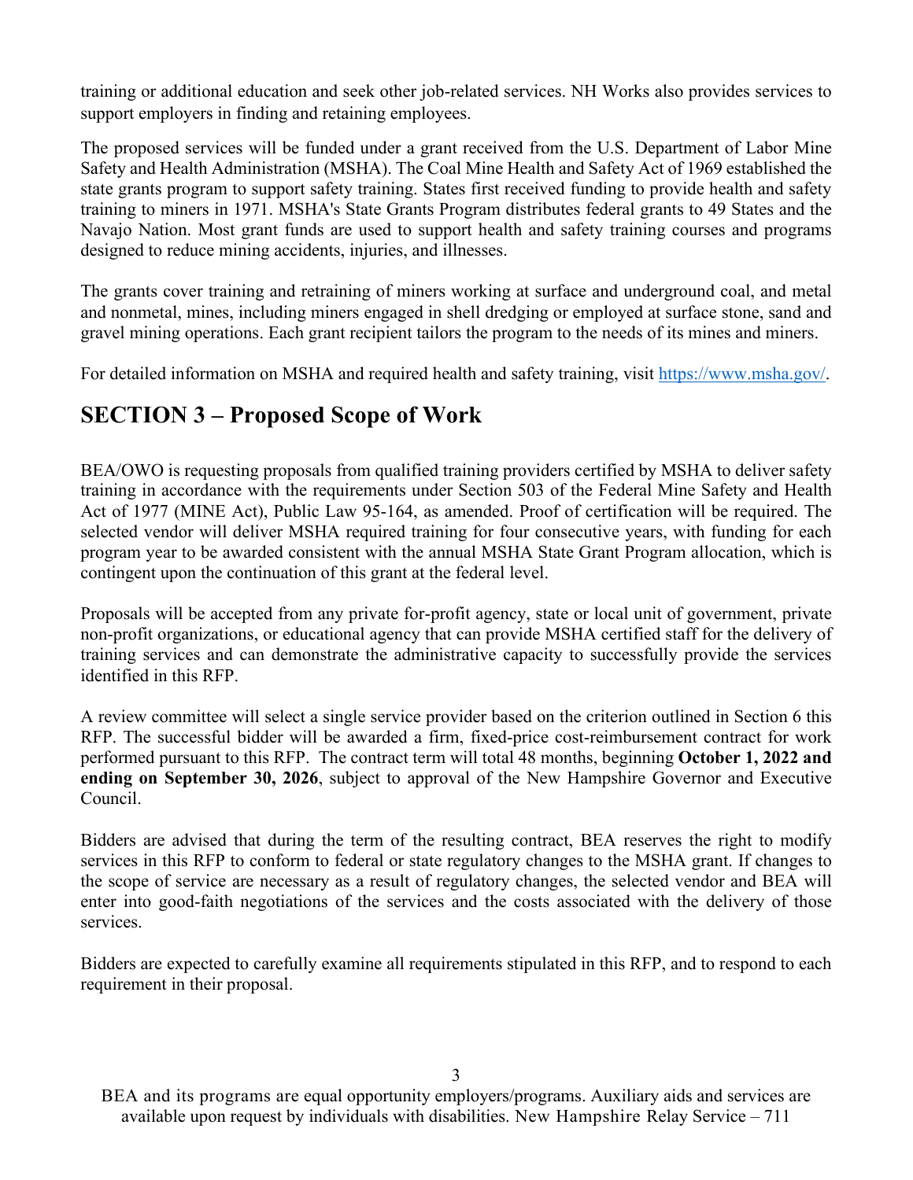training or additional education and seek other job-related services. NH Works also provides services to support employers in finding and retaining employees.

The proposed services will be funded under a grant received from the U.S. Department of Labor Mine Safety and Health Administration (MSHA). The Coal Mine Health and Safety Act of 1969 established the state grants program to support safety training. States first received funding to provide health and safety training to miners in 1971. MSHA's State Grants Program distributes federal grants to 49 States and the Navajo Nation. Most grant funds are used to support health and safety training courses and programs designed to reduce mining accidents, injuries, and illnesses.

The grants cover training and retraining of miners working at surface and underground coal, and metal and nonmetal, mines, including miners engaged in shell dredging or employed at surface stone, sand and gravel mining operations. Each grant recipient tailors the program to the needs of its mines and miners.

For detailed information on MSHA and required health and safety training, visit https://www.msha.gov/.

## SECTION 3 – Proposed Scope of Work

BEA/OWO is requesting proposals from qualified training providers certified by MSHA to deliver safety training in accordance with the requirements under Section 503 of the Federal Mine Safety and Health Act of 1977 (MINE Act), Public Law 95-164, as amended. Proof of certification will be required. The selected vendor will deliver MSHA required training for four consecutive years, with funding for each program year to be awarded consistent with the annual MSHA State Grant Program allocation, which is contingent upon the continuation of this grant at the federal level.

Proposals will be accepted from any private for-profit agency, state or local unit of government, private non-profit organizations, or educational agency that can provide MSHA certified staff for the delivery of training services and can demonstrate the administrative capacity to successfully provide the services identified in this RFP.

A review committee will select a single service provider based on the criterion outlined in Section 6 this RFP. The successful bidder will be awarded a firm, fixed-price cost-reimbursement contract for work performed pursuant to this RFP. The contract term will total 48 months, beginning **October 1, 2022 and ending on September 30, 2026**, subject to approval of the New Hampshire Governor and Executive Council.

Bidders are advised that during the term of the resulting contract, BEA reserves the right to modify services in this RFP to conform to federal or state regulatory changes to the MSHA grant. If changes to the scope of service are necessary as a result of regulatory changes, the selected vendor and BEA will enter into good-faith negotiations of the services and the costs associated with the delivery of those services.

Bidders are expected to carefully examine all requirements stipulated in this RFP, and to respond to each requirement in their proposal.

BEA and its programs are equal opportunity employers/programs. Auxiliary aids and services are available upon request by individuals with disabilities. New Hampshire Relay Service – 711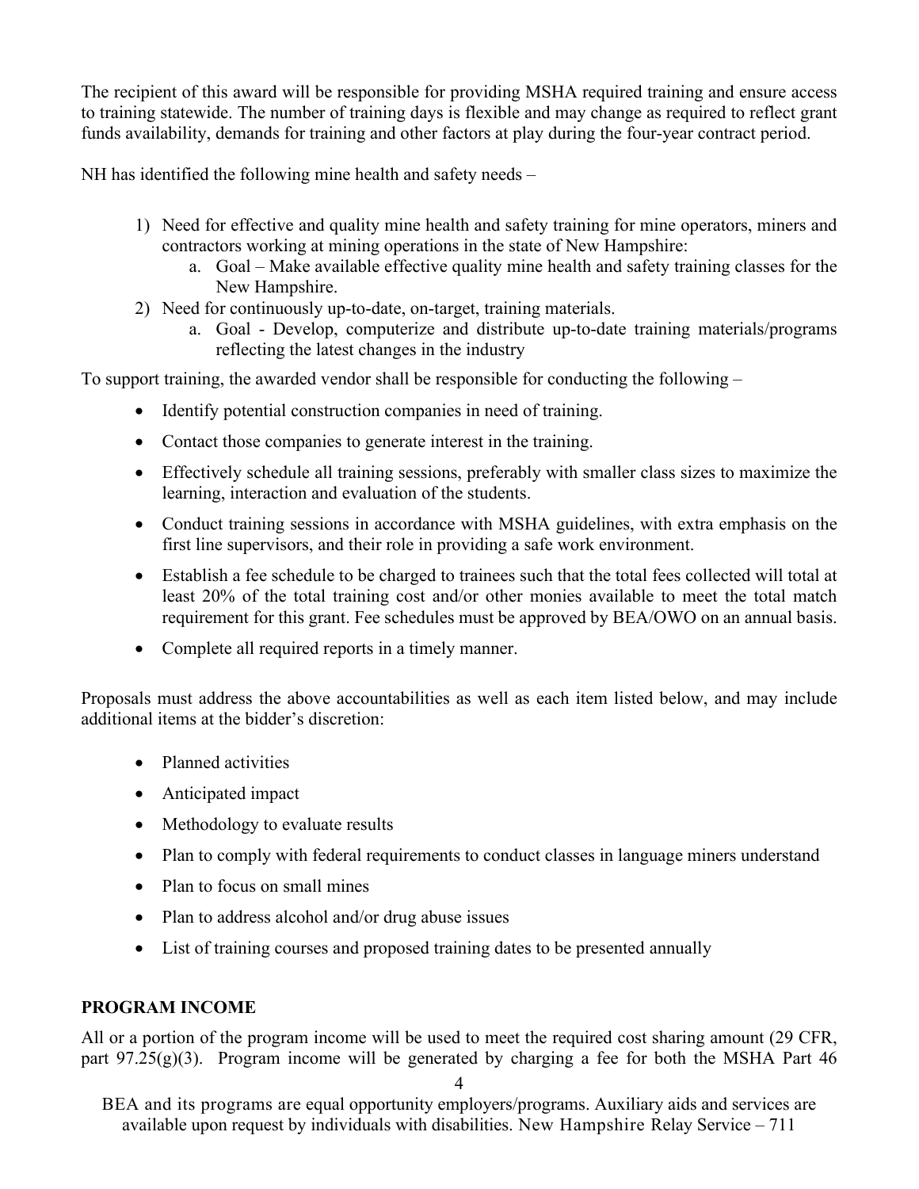The recipient of this award will be responsible for providing MSHA required training and ensure access to training statewide. The number of training days is flexible and may change as required to reflect grant funds availability, demands for training and other factors at play during the four-year contract period.

NH has identified the following mine health and safety needs –

1) Need for effective and quality mine health and safety training for mine operators, miners and contractors working at mining operations in the state of New Hampshire:
   a. Goal – Make available effective quality mine health and safety training classes for the New Hampshire.
2) Need for continuously up-to-date, on-target, training materials.
   a. Goal - Develop, computerize and distribute up-to-date training materials/programs reflecting the latest changes in the industry

To support training, the awarded vendor shall be responsible for conducting the following –

- Identify potential construction companies in need of training.
- Contact those companies to generate interest in the training.
- Effectively schedule all training sessions, preferably with smaller class sizes to maximize the learning, interaction and evaluation of the students.
- Conduct training sessions in accordance with MSHA guidelines, with extra emphasis on the first line supervisors, and their role in providing a safe work environment.
- Establish a fee schedule to be charged to trainees such that the total fees collected will total at least 20% of the total training cost and/or other monies available to meet the total match requirement for this grant. Fee schedules must be approved by BEA/OWO on an annual basis.
- Complete all required reports in a timely manner.

Proposals must address the above accountabilities as well as each item listed below, and may include additional items at the bidder's discretion:

- Planned activities
- Anticipated impact
- Methodology to evaluate results
- Plan to comply with federal requirements to conduct classes in language miners understand
- Plan to focus on small mines
- Plan to address alcohol and/or drug abuse issues
- List of training courses and proposed training dates to be presented annually

**PROGRAM INCOME**

All or a portion of the program income will be used to meet the required cost sharing amount (29 CFR, part 97.25(g)(3). Program income will be generated by charging a fee for both the MSHA Part 46

BEA and its programs are equal opportunity employers/programs. Auxiliary aids and services are available upon request by individuals with disabilities. New Hampshire Relay Service – 711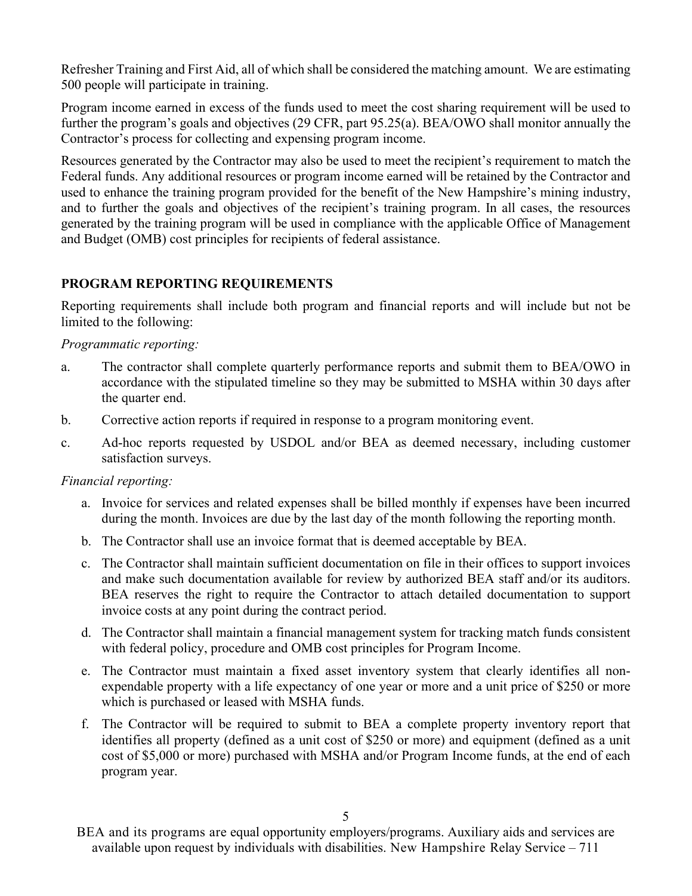Refresher Training and First Aid, all of which shall be considered the matching amount. We are estimating 500 people will participate in training.

Program income earned in excess of the funds used to meet the cost sharing requirement will be used to further the program's goals and objectives (29 CFR, part 95.25(a). BEA/OWO shall monitor annually the Contractor's process for collecting and expensing program income.

Resources generated by the Contractor may also be used to meet the recipient's requirement to match the Federal funds. Any additional resources or program income earned will be retained by the Contractor and used to enhance the training program provided for the benefit of the New Hampshire's mining industry, and to further the goals and objectives of the recipient's training program. In all cases, the resources generated by the training program will be used in compliance with the applicable Office of Management and Budget (OMB) cost principles for recipients of federal assistance.

## PROGRAM REPORTING REQUIREMENTS

Reporting requirements shall include both program and financial reports and will include but not be limited to the following:

*Programmatic reporting:*

a. The contractor shall complete quarterly performance reports and submit them to BEA/OWO in accordance with the stipulated timeline so they may be submitted to MSHA within 30 days after the quarter end.

b. Corrective action reports if required in response to a program monitoring event.

c. Ad-hoc reports requested by USDOL and/or BEA as deemed necessary, including customer satisfaction surveys.

*Financial reporting:*

a. Invoice for services and related expenses shall be billed monthly if expenses have been incurred during the month. Invoices are due by the last day of the month following the reporting month.

b. The Contractor shall use an invoice format that is deemed acceptable by BEA.

c. The Contractor shall maintain sufficient documentation on file in their offices to support invoices and make such documentation available for review by authorized BEA staff and/or its auditors. BEA reserves the right to require the Contractor to attach detailed documentation to support invoice costs at any point during the contract period.

d. The Contractor shall maintain a financial management system for tracking match funds consistent with federal policy, procedure and OMB cost principles for Program Income.

e. The Contractor must maintain a fixed asset inventory system that clearly identifies all non-expendable property with a life expectancy of one year or more and a unit price of $250 or more which is purchased or leased with MSHA funds.

f. The Contractor will be required to submit to BEA a complete property inventory report that identifies all property (defined as a unit cost of $250 or more) and equipment (defined as a unit cost of $5,000 or more) purchased with MSHA and/or Program Income funds, at the end of each program year.

BEA and its programs are equal opportunity employers/programs. Auxiliary aids and services are available upon request by individuals with disabilities. New Hampshire Relay Service – 711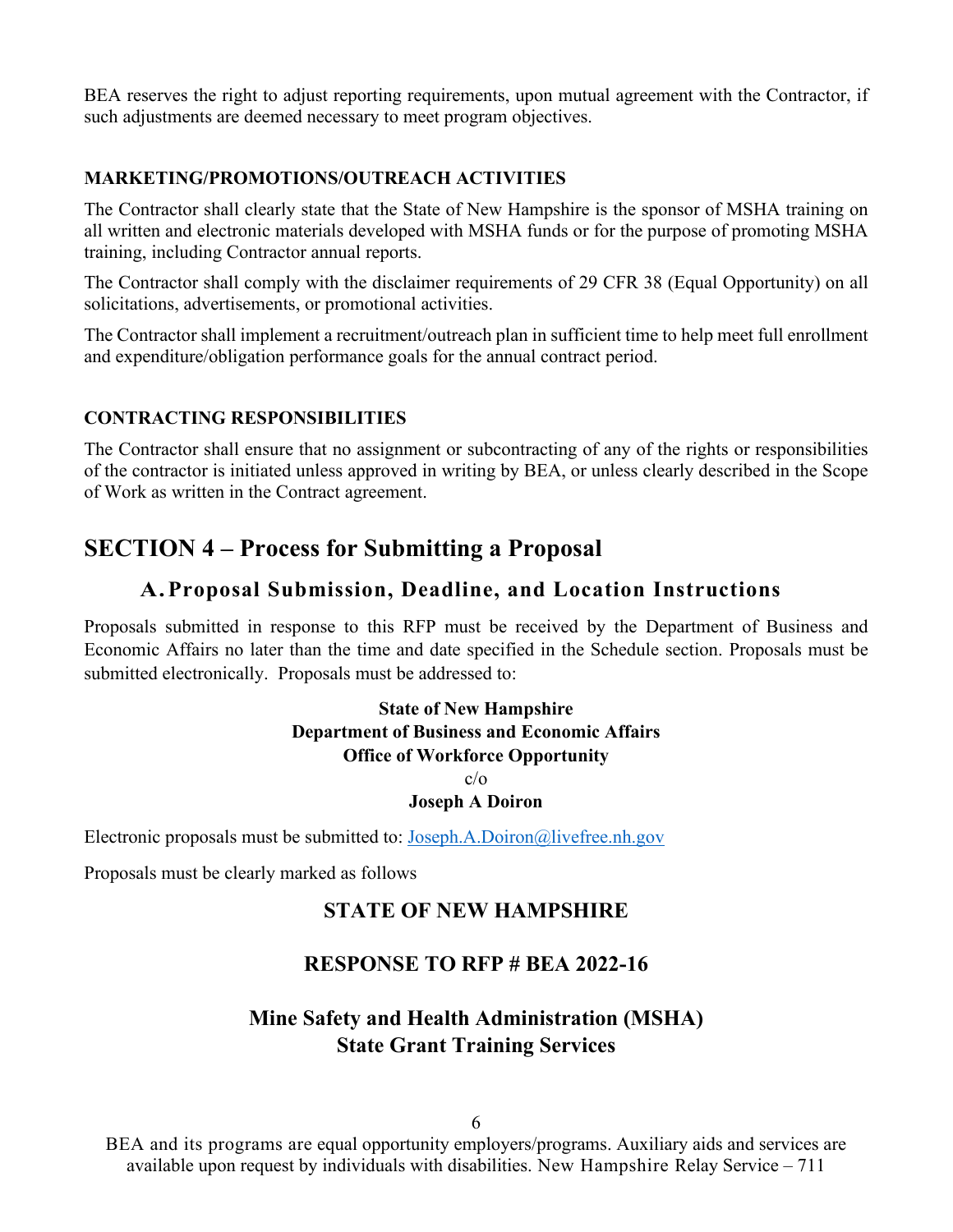BEA reserves the right to adjust reporting requirements, upon mutual agreement with the Contractor, if such adjustments are deemed necessary to meet program objectives.

**MARKETING/PROMOTIONS/OUTREACH ACTIVITIES**

The Contractor shall clearly state that the State of New Hampshire is the sponsor of MSHA training on all written and electronic materials developed with MSHA funds or for the purpose of promoting MSHA training, including Contractor annual reports.

The Contractor shall comply with the disclaimer requirements of 29 CFR 38 (Equal Opportunity) on all solicitations, advertisements, or promotional activities.

The Contractor shall implement a recruitment/outreach plan in sufficient time to help meet full enrollment and expenditure/obligation performance goals for the annual contract period.

**CONTRACTING RESPONSIBILITIES**

The Contractor shall ensure that no assignment or subcontracting of any of the rights or responsibilities of the contractor is initiated unless approved in writing by BEA, or unless clearly described in the Scope of Work as written in the Contract agreement.

# SECTION 4 – Process for Submitting a Proposal

## A. Proposal Submission, Deadline, and Location Instructions

Proposals submitted in response to this RFP must be received by the Department of Business and Economic Affairs no later than the time and date specified in the Schedule section. Proposals must be submitted electronically. Proposals must be addressed to:

**State of New Hampshire**
**Department of Business and Economic Affairs**
**Office of Workforce Opportunity**
c/o
**Joseph A Doiron**

Electronic proposals must be submitted to: Joseph.A.Doiron@livefree.nh.gov

Proposals must be clearly marked as follows

**STATE OF NEW HAMPSHIRE**

**RESPONSE TO RFP # BEA 2022-16**

**Mine Safety and Health Administration (MSHA)**
**State Grant Training Services**

BEA and its programs are equal opportunity employers/programs. Auxiliary aids and services are available upon request by individuals with disabilities. New Hampshire Relay Service – 711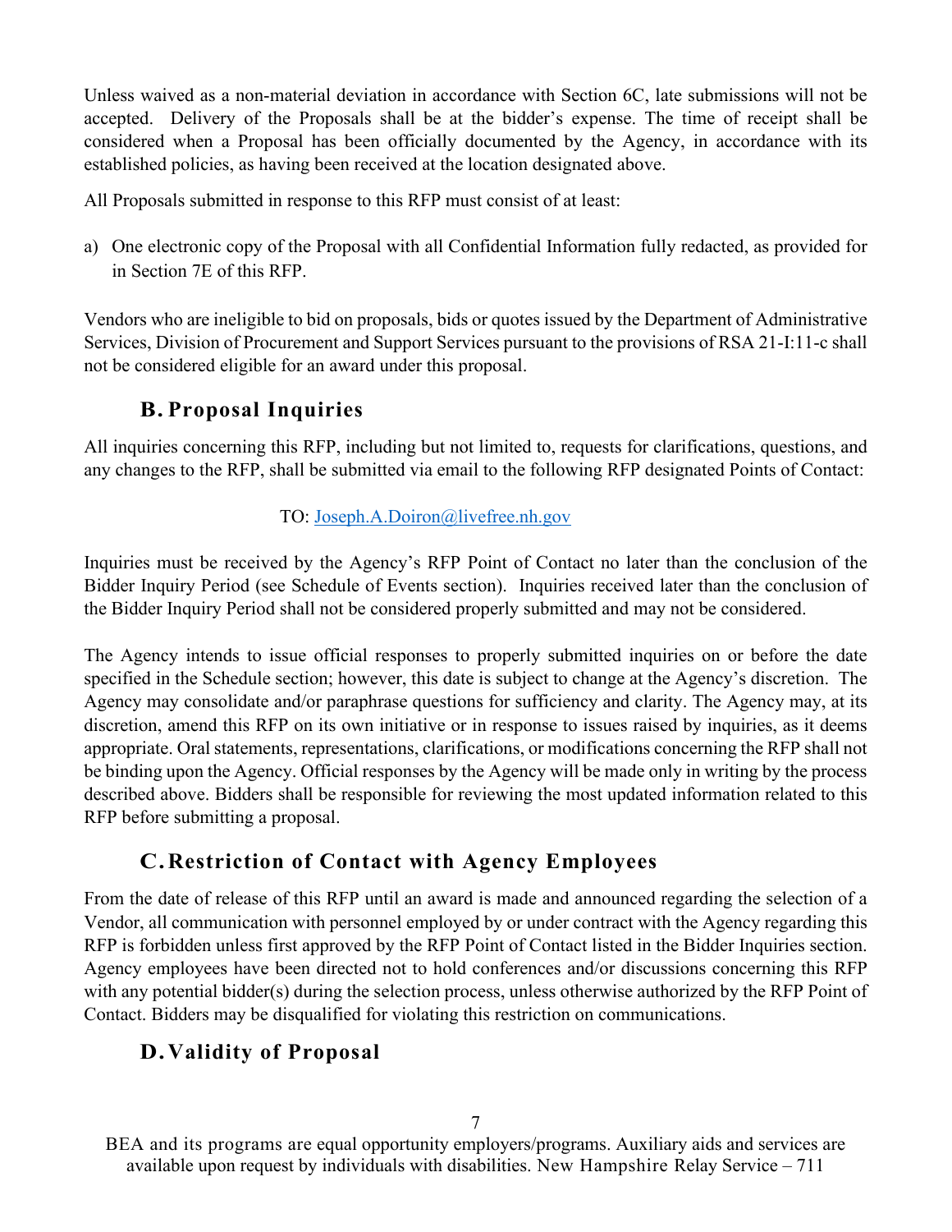Unless waived as a non-material deviation in accordance with Section 6C, late submissions will not be accepted. Delivery of the Proposals shall be at the bidder's expense. The time of receipt shall be considered when a Proposal has been officially documented by the Agency, in accordance with its established policies, as having been received at the location designated above.

All Proposals submitted in response to this RFP must consist of at least:

a) One electronic copy of the Proposal with all Confidential Information fully redacted, as provided for in Section 7E of this RFP.

Vendors who are ineligible to bid on proposals, bids or quotes issued by the Department of Administrative Services, Division of Procurement and Support Services pursuant to the provisions of RSA 21-I:11-c shall not be considered eligible for an award under this proposal.

## B. Proposal Inquiries

All inquiries concerning this RFP, including but not limited to, requests for clarifications, questions, and any changes to the RFP, shall be submitted via email to the following RFP designated Points of Contact:

TO: Joseph.A.Doiron@livefree.nh.gov

Inquiries must be received by the Agency's RFP Point of Contact no later than the conclusion of the Bidder Inquiry Period (see Schedule of Events section). Inquiries received later than the conclusion of the Bidder Inquiry Period shall not be considered properly submitted and may not be considered.

The Agency intends to issue official responses to properly submitted inquiries on or before the date specified in the Schedule section; however, this date is subject to change at the Agency's discretion. The Agency may consolidate and/or paraphrase questions for sufficiency and clarity. The Agency may, at its discretion, amend this RFP on its own initiative or in response to issues raised by inquiries, as it deems appropriate. Oral statements, representations, clarifications, or modifications concerning the RFP shall not be binding upon the Agency. Official responses by the Agency will be made only in writing by the process described above. Bidders shall be responsible for reviewing the most updated information related to this RFP before submitting a proposal.

## C. Restriction of Contact with Agency Employees

From the date of release of this RFP until an award is made and announced regarding the selection of a Vendor, all communication with personnel employed by or under contract with the Agency regarding this RFP is forbidden unless first approved by the RFP Point of Contact listed in the Bidder Inquiries section. Agency employees have been directed not to hold conferences and/or discussions concerning this RFP with any potential bidder(s) during the selection process, unless otherwise authorized by the RFP Point of Contact. Bidders may be disqualified for violating this restriction on communications.

## D. Validity of Proposal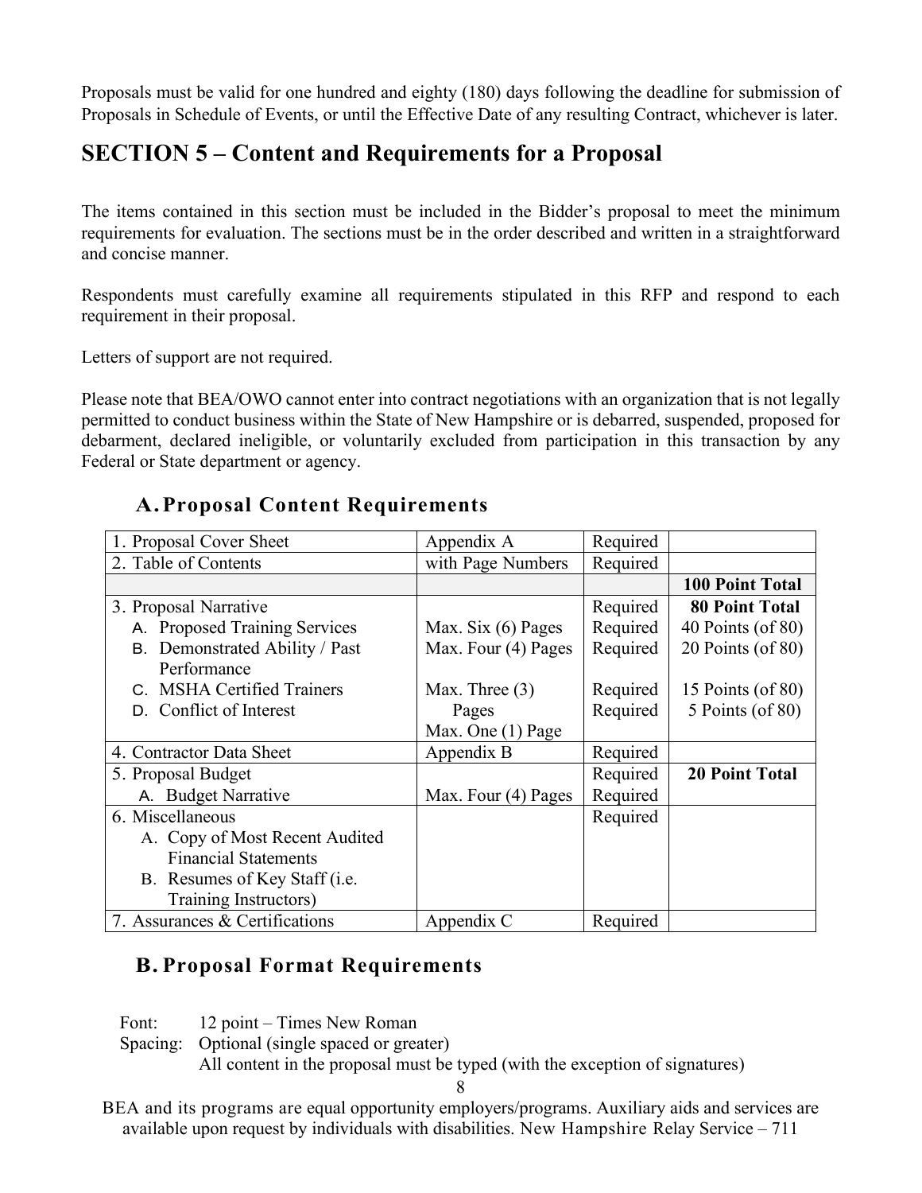Proposals must be valid for one hundred and eighty (180) days following the deadline for submission of Proposals in Schedule of Events, or until the Effective Date of any resulting Contract, whichever is later.

## SECTION 5 – Content and Requirements for a Proposal

The items contained in this section must be included in the Bidder's proposal to meet the minimum requirements for evaluation. The sections must be in the order described and written in a straightforward and concise manner.

Respondents must carefully examine all requirements stipulated in this RFP and respond to each requirement in their proposal.

Letters of support are not required.

Please note that BEA/OWO cannot enter into contract negotiations with an organization that is not legally permitted to conduct business within the State of New Hampshire or is debarred, suspended, proposed for debarment, declared ineligible, or voluntarily excluded from participation in this transaction by any Federal or State department or agency.

### A. Proposal Content Requirements

| | | | |
|---|---|---|---|
| 1. Proposal Cover Sheet | Appendix A | Required | |
| 2. Table of Contents | with Page Numbers | Required | |
| | | | **100 Point Total** |
| 3. Proposal Narrative | | Required | **80 Point Total** |
| A. Proposed Training Services | Max. Six (6) Pages | Required | 40 Points (of 80) |
| B. Demonstrated Ability / Past Performance | Max. Four (4) Pages | Required | 20 Points (of 80) |
| C. MSHA Certified Trainers | Max. Three (3) Pages | Required | 15 Points (of 80) |
| D. Conflict of Interest | Max. One (1) Page | Required | 5 Points (of 80) |
| 4. Contractor Data Sheet | Appendix B | Required | |
| 5. Proposal Budget | | Required | **20 Point Total** |
| A. Budget Narrative | Max. Four (4) Pages | Required | |
| 6. Miscellaneous<br>A. Copy of Most Recent Audited Financial Statements<br>B. Resumes of Key Staff (i.e. Training Instructors) | | Required | |
| 7. Assurances & Certifications | Appendix C | Required | |

### B. Proposal Format Requirements

Font: 12 point – Times New Roman

Spacing: Optional (single spaced or greater)

All content in the proposal must be typed (with the exception of signatures)

BEA and its programs are equal opportunity employers/programs. Auxiliary aids and services are available upon request by individuals with disabilities. New Hampshire Relay Service – 711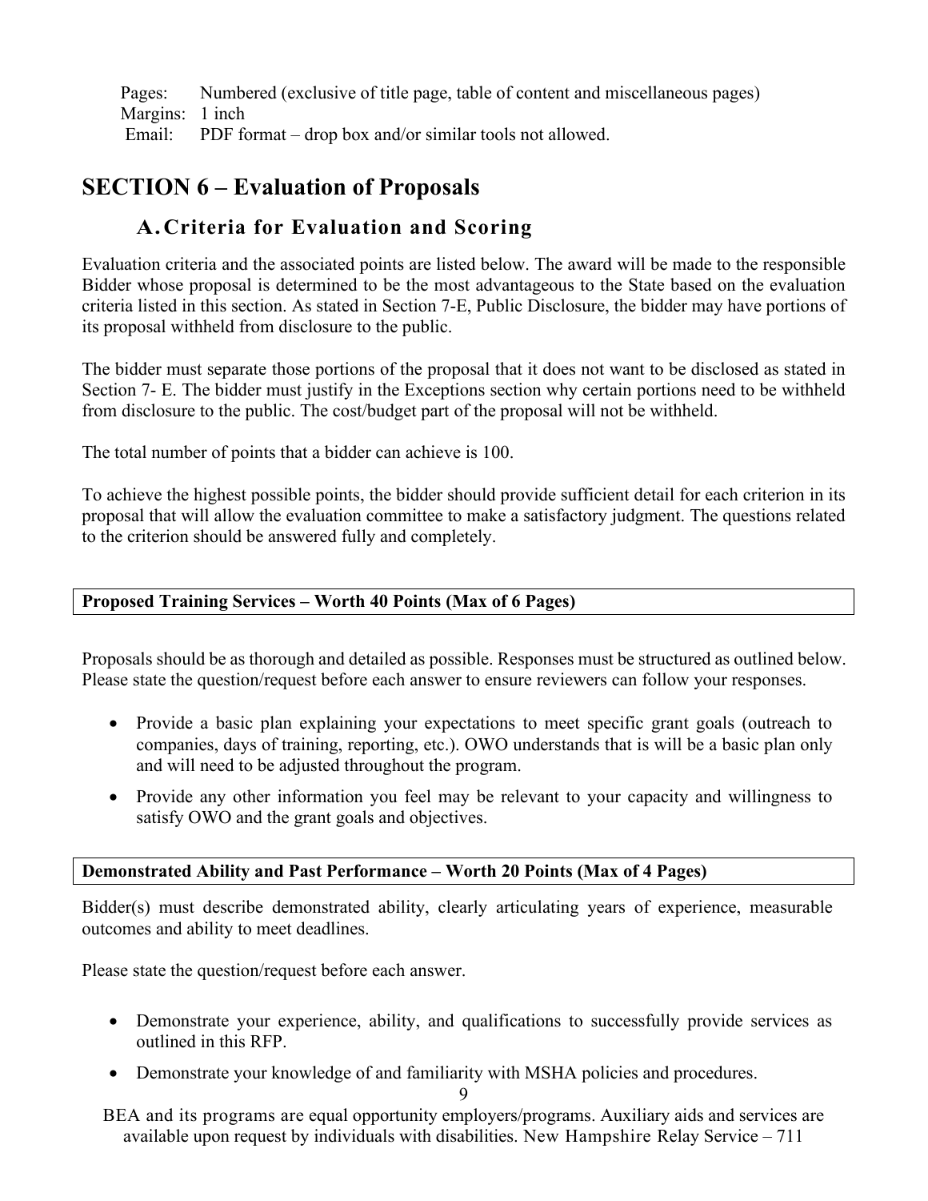Pages: Numbered (exclusive of title page, table of content and miscellaneous pages)
Margins: 1 inch
Email: PDF format – drop box and/or similar tools not allowed.

# SECTION 6 – Evaluation of Proposals

## A. Criteria for Evaluation and Scoring

Evaluation criteria and the associated points are listed below. The award will be made to the responsible Bidder whose proposal is determined to be the most advantageous to the State based on the evaluation criteria listed in this section. As stated in Section 7-E, Public Disclosure, the bidder may have portions of its proposal withheld from disclosure to the public.

The bidder must separate those portions of the proposal that it does not want to be disclosed as stated in Section 7- E. The bidder must justify in the Exceptions section why certain portions need to be withheld from disclosure to the public. The cost/budget part of the proposal will not be withheld.

The total number of points that a bidder can achieve is 100.

To achieve the highest possible points, the bidder should provide sufficient detail for each criterion in its proposal that will allow the evaluation committee to make a satisfactory judgment. The questions related to the criterion should be answered fully and completely.

**Proposed Training Services – Worth 40 Points (Max of 6 Pages)**

Proposals should be as thorough and detailed as possible. Responses must be structured as outlined below. Please state the question/request before each answer to ensure reviewers can follow your responses.

- Provide a basic plan explaining your expectations to meet specific grant goals (outreach to companies, days of training, reporting, etc.). OWO understands that is will be a basic plan only and will need to be adjusted throughout the program.
- Provide any other information you feel may be relevant to your capacity and willingness to satisfy OWO and the grant goals and objectives.

**Demonstrated Ability and Past Performance – Worth 20 Points (Max of 4 Pages)**

Bidder(s) must describe demonstrated ability, clearly articulating years of experience, measurable outcomes and ability to meet deadlines.

Please state the question/request before each answer.

- Demonstrate your experience, ability, and qualifications to successfully provide services as outlined in this RFP.
- Demonstrate your knowledge of and familiarity with MSHA policies and procedures.

BEA and its programs are equal opportunity employers/programs. Auxiliary aids and services are available upon request by individuals with disabilities. New Hampshire Relay Service – 711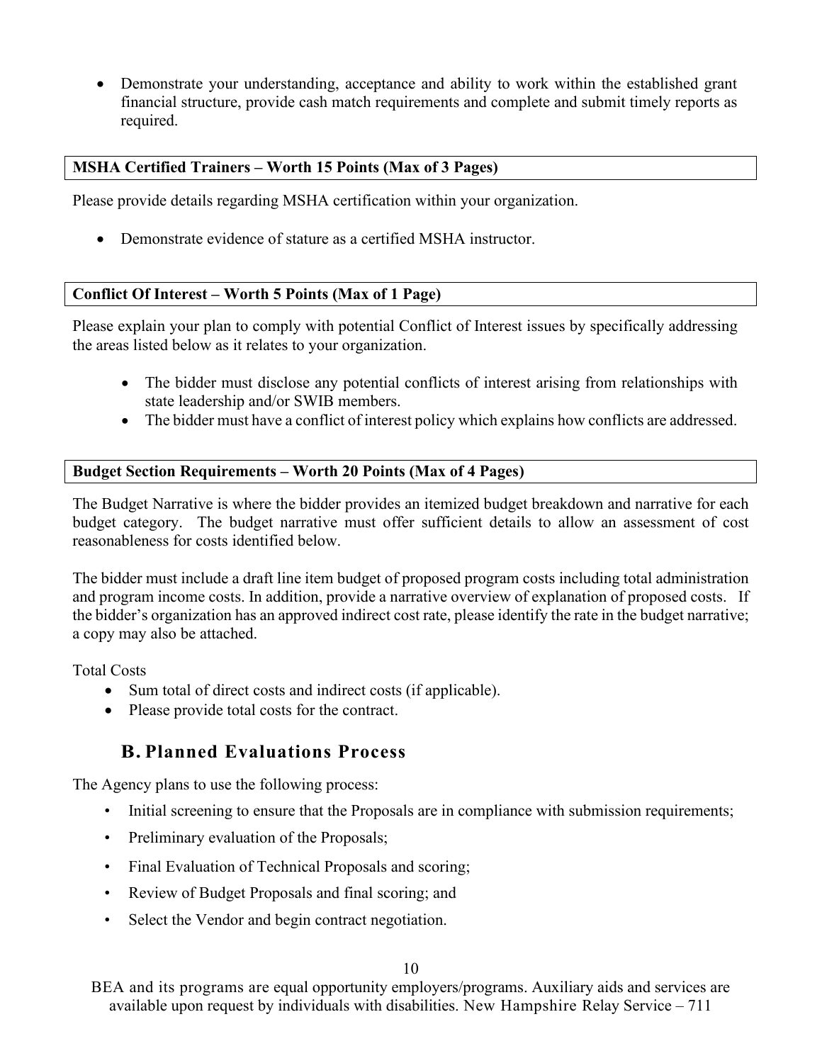- Demonstrate your understanding, acceptance and ability to work within the established grant financial structure, provide cash match requirements and complete and submit timely reports as required.

**MSHA Certified Trainers – Worth 15 Points (Max of 3 Pages)**

Please provide details regarding MSHA certification within your organization.

- Demonstrate evidence of stature as a certified MSHA instructor.

**Conflict Of Interest – Worth 5 Points (Max of 1 Page)**

Please explain your plan to comply with potential Conflict of Interest issues by specifically addressing the areas listed below as it relates to your organization.

- The bidder must disclose any potential conflicts of interest arising from relationships with state leadership and/or SWIB members.
- The bidder must have a conflict of interest policy which explains how conflicts are addressed.

**Budget Section Requirements – Worth 20 Points (Max of 4 Pages)**

The Budget Narrative is where the bidder provides an itemized budget breakdown and narrative for each budget category. The budget narrative must offer sufficient details to allow an assessment of cost reasonableness for costs identified below.

The bidder must include a draft line item budget of proposed program costs including total administration and program income costs. In addition, provide a narrative overview of explanation of proposed costs. If the bidder's organization has an approved indirect cost rate, please identify the rate in the budget narrative; a copy may also be attached.

Total Costs

- Sum total of direct costs and indirect costs (if applicable).
- Please provide total costs for the contract.

## B. Planned Evaluations Process

The Agency plans to use the following process:

- Initial screening to ensure that the Proposals are in compliance with submission requirements;
- Preliminary evaluation of the Proposals;
- Final Evaluation of Technical Proposals and scoring;
- Review of Budget Proposals and final scoring; and
- Select the Vendor and begin contract negotiation.

BEA and its programs are equal opportunity employers/programs. Auxiliary aids and services are available upon request by individuals with disabilities. New Hampshire Relay Service – 711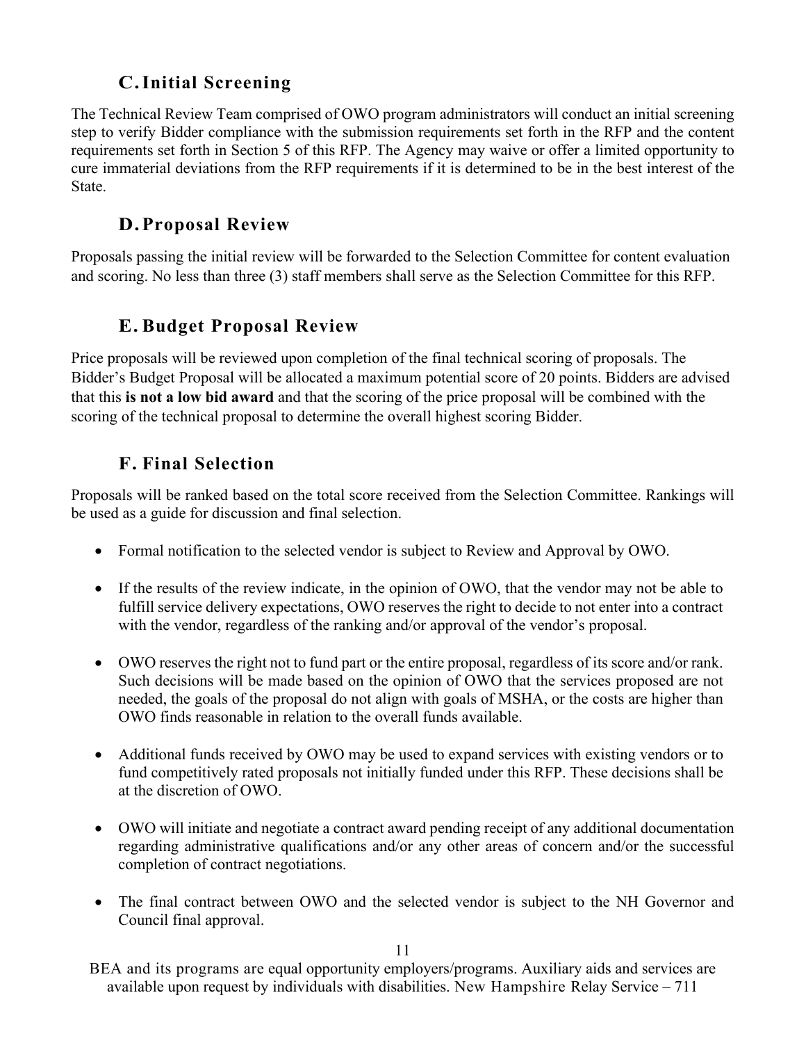## C. Initial Screening

The Technical Review Team comprised of OWO program administrators will conduct an initial screening step to verify Bidder compliance with the submission requirements set forth in the RFP and the content requirements set forth in Section 5 of this RFP. The Agency may waive or offer a limited opportunity to cure immaterial deviations from the RFP requirements if it is determined to be in the best interest of the State.

## D. Proposal Review

Proposals passing the initial review will be forwarded to the Selection Committee for content evaluation and scoring. No less than three (3) staff members shall serve as the Selection Committee for this RFP.

## E. Budget Proposal Review

Price proposals will be reviewed upon completion of the final technical scoring of proposals. The Bidder's Budget Proposal will be allocated a maximum potential score of 20 points. Bidders are advised that this **is not a low bid award** and that the scoring of the price proposal will be combined with the scoring of the technical proposal to determine the overall highest scoring Bidder.

## F. Final Selection

Proposals will be ranked based on the total score received from the Selection Committee. Rankings will be used as a guide for discussion and final selection.

- Formal notification to the selected vendor is subject to Review and Approval by OWO.
- If the results of the review indicate, in the opinion of OWO, that the vendor may not be able to fulfill service delivery expectations, OWO reserves the right to decide to not enter into a contract with the vendor, regardless of the ranking and/or approval of the vendor's proposal.
- OWO reserves the right not to fund part or the entire proposal, regardless of its score and/or rank. Such decisions will be made based on the opinion of OWO that the services proposed are not needed, the goals of the proposal do not align with goals of MSHA, or the costs are higher than OWO finds reasonable in relation to the overall funds available.
- Additional funds received by OWO may be used to expand services with existing vendors or to fund competitively rated proposals not initially funded under this RFP. These decisions shall be at the discretion of OWO.
- OWO will initiate and negotiate a contract award pending receipt of any additional documentation regarding administrative qualifications and/or any other areas of concern and/or the successful completion of contract negotiations.
- The final contract between OWO and the selected vendor is subject to the NH Governor and Council final approval.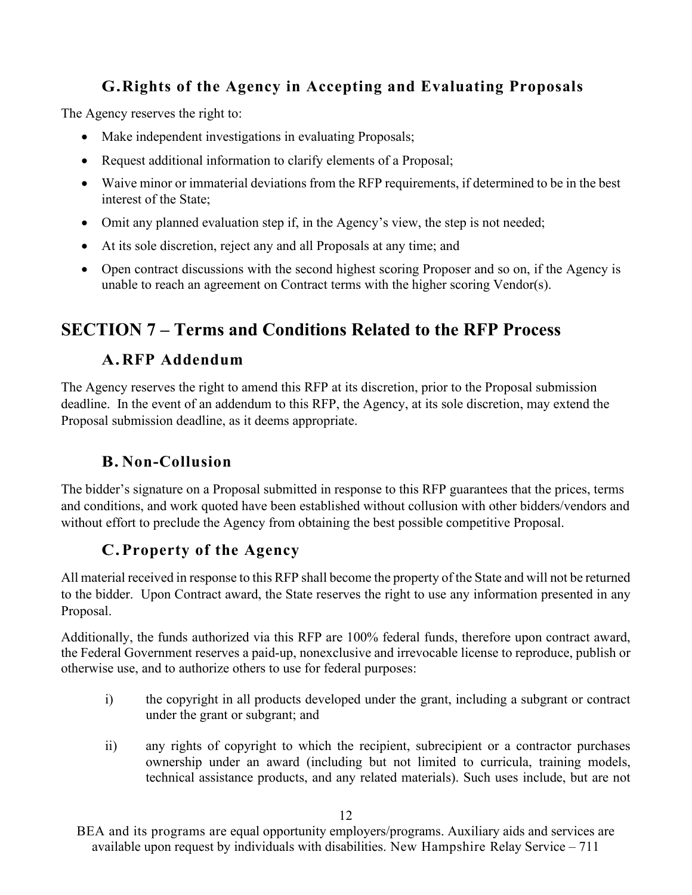### G. Rights of the Agency in Accepting and Evaluating Proposals

The Agency reserves the right to:

- Make independent investigations in evaluating Proposals;
- Request additional information to clarify elements of a Proposal;
- Waive minor or immaterial deviations from the RFP requirements, if determined to be in the best interest of the State;
- Omit any planned evaluation step if, in the Agency's view, the step is not needed;
- At its sole discretion, reject any and all Proposals at any time; and
- Open contract discussions with the second highest scoring Proposer and so on, if the Agency is unable to reach an agreement on Contract terms with the higher scoring Vendor(s).

## SECTION 7 – Terms and Conditions Related to the RFP Process

### A. RFP Addendum

The Agency reserves the right to amend this RFP at its discretion, prior to the Proposal submission deadline. In the event of an addendum to this RFP, the Agency, at its sole discretion, may extend the Proposal submission deadline, as it deems appropriate.

### B. Non-Collusion

The bidder's signature on a Proposal submitted in response to this RFP guarantees that the prices, terms and conditions, and work quoted have been established without collusion with other bidders/vendors and without effort to preclude the Agency from obtaining the best possible competitive Proposal.

### C. Property of the Agency

All material received in response to this RFP shall become the property of the State and will not be returned to the bidder. Upon Contract award, the State reserves the right to use any information presented in any Proposal.

Additionally, the funds authorized via this RFP are 100% federal funds, therefore upon contract award, the Federal Government reserves a paid-up, nonexclusive and irrevocable license to reproduce, publish or otherwise use, and to authorize others to use for federal purposes:

i) the copyright in all products developed under the grant, including a subgrant or contract under the grant or subgrant; and

ii) any rights of copyright to which the recipient, subrecipient or a contractor purchases ownership under an award (including but not limited to curricula, training models, technical assistance products, and any related materials). Such uses include, but are not

BEA and its programs are equal opportunity employers/programs. Auxiliary aids and services are available upon request by individuals with disabilities. New Hampshire Relay Service – 711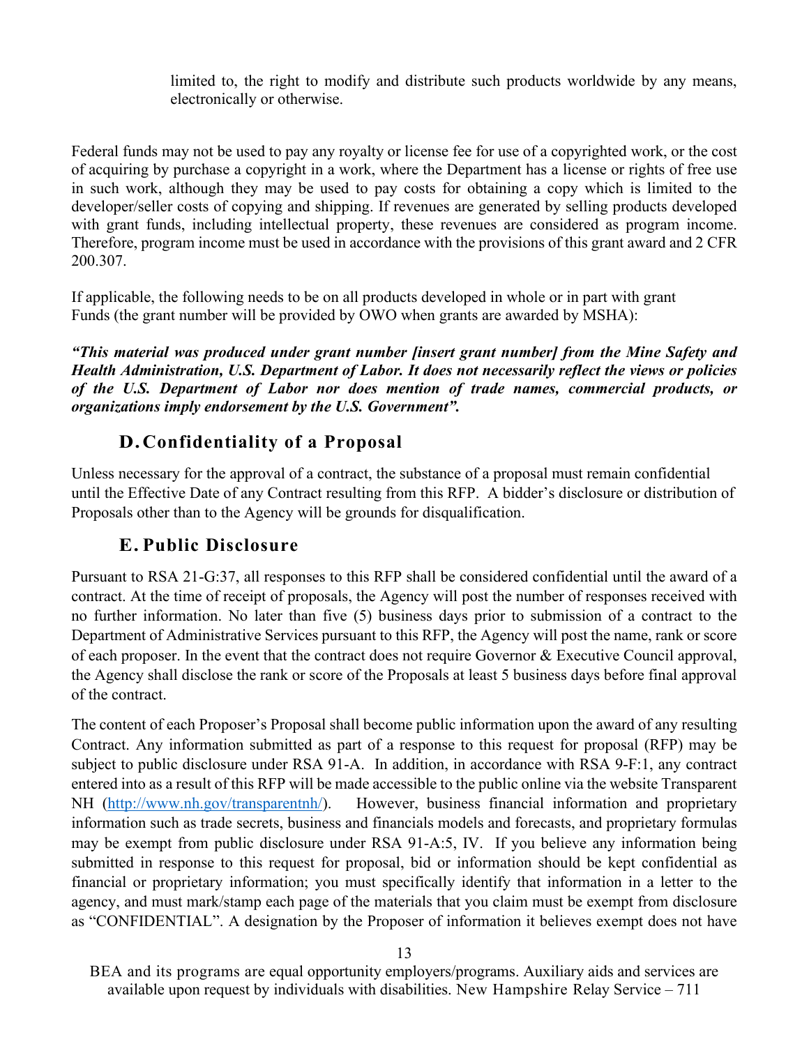limited to, the right to modify and distribute such products worldwide by any means, electronically or otherwise.

Federal funds may not be used to pay any royalty or license fee for use of a copyrighted work, or the cost of acquiring by purchase a copyright in a work, where the Department has a license or rights of free use in such work, although they may be used to pay costs for obtaining a copy which is limited to the developer/seller costs of copying and shipping. If revenues are generated by selling products developed with grant funds, including intellectual property, these revenues are considered as program income. Therefore, program income must be used in accordance with the provisions of this grant award and 2 CFR 200.307.

If applicable, the following needs to be on all products developed in whole or in part with grant Funds (the grant number will be provided by OWO when grants are awarded by MSHA):

***"This material was produced under grant number [insert grant number] from the Mine Safety and Health Administration, U.S. Department of Labor. It does not necessarily reflect the views or policies of the U.S. Department of Labor nor does mention of trade names, commercial products, or organizations imply endorsement by the U.S. Government".***

## D. Confidentiality of a Proposal

Unless necessary for the approval of a contract, the substance of a proposal must remain confidential until the Effective Date of any Contract resulting from this RFP. A bidder's disclosure or distribution of Proposals other than to the Agency will be grounds for disqualification.

## E. Public Disclosure

Pursuant to RSA 21-G:37, all responses to this RFP shall be considered confidential until the award of a contract. At the time of receipt of proposals, the Agency will post the number of responses received with no further information. No later than five (5) business days prior to submission of a contract to the Department of Administrative Services pursuant to this RFP, the Agency will post the name, rank or score of each proposer. In the event that the contract does not require Governor & Executive Council approval, the Agency shall disclose the rank or score of the Proposals at least 5 business days before final approval of the contract.

The content of each Proposer's Proposal shall become public information upon the award of any resulting Contract. Any information submitted as part of a response to this request for proposal (RFP) may be subject to public disclosure under RSA 91-A. In addition, in accordance with RSA 9-F:1, any contract entered into as a result of this RFP will be made accessible to the public online via the website Transparent NH (http://www.nh.gov/transparentnh/). However, business financial information and proprietary information such as trade secrets, business and financials models and forecasts, and proprietary formulas may be exempt from public disclosure under RSA 91-A:5, IV. If you believe any information being submitted in response to this request for proposal, bid or information should be kept confidential as financial or proprietary information; you must specifically identify that information in a letter to the agency, and must mark/stamp each page of the materials that you claim must be exempt from disclosure as "CONFIDENTIAL". A designation by the Proposer of information it believes exempt does not have

BEA and its programs are equal opportunity employers/programs. Auxiliary aids and services are available upon request by individuals with disabilities. New Hampshire Relay Service – 711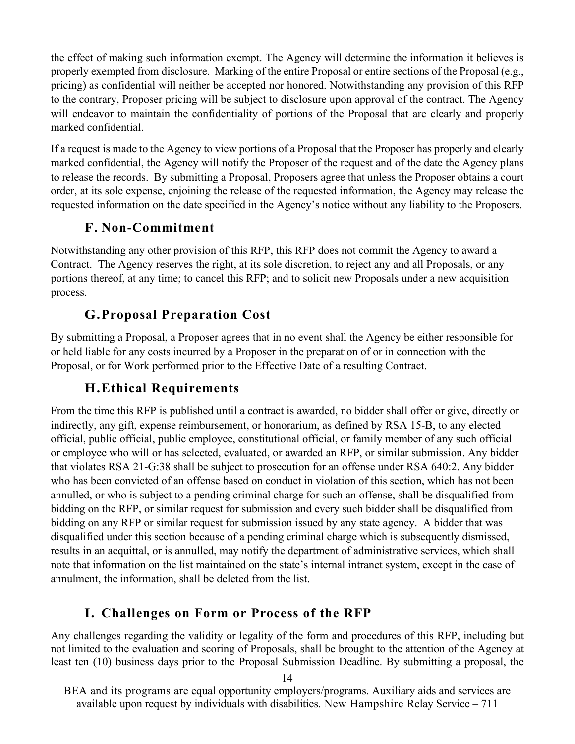the effect of making such information exempt. The Agency will determine the information it believes is properly exempted from disclosure. Marking of the entire Proposal or entire sections of the Proposal (e.g., pricing) as confidential will neither be accepted nor honored. Notwithstanding any provision of this RFP to the contrary, Proposer pricing will be subject to disclosure upon approval of the contract. The Agency will endeavor to maintain the confidentiality of portions of the Proposal that are clearly and properly marked confidential.

If a request is made to the Agency to view portions of a Proposal that the Proposer has properly and clearly marked confidential, the Agency will notify the Proposer of the request and of the date the Agency plans to release the records. By submitting a Proposal, Proposers agree that unless the Proposer obtains a court order, at its sole expense, enjoining the release of the requested information, the Agency may release the requested information on the date specified in the Agency's notice without any liability to the Proposers.

### F. Non-Commitment

Notwithstanding any other provision of this RFP, this RFP does not commit the Agency to award a Contract. The Agency reserves the right, at its sole discretion, to reject any and all Proposals, or any portions thereof, at any time; to cancel this RFP; and to solicit new Proposals under a new acquisition process.

### G. Proposal Preparation Cost

By submitting a Proposal, a Proposer agrees that in no event shall the Agency be either responsible for or held liable for any costs incurred by a Proposer in the preparation of or in connection with the Proposal, or for Work performed prior to the Effective Date of a resulting Contract.

### H. Ethical Requirements

From the time this RFP is published until a contract is awarded, no bidder shall offer or give, directly or indirectly, any gift, expense reimbursement, or honorarium, as defined by RSA 15-B, to any elected official, public official, public employee, constitutional official, or family member of any such official or employee who will or has selected, evaluated, or awarded an RFP, or similar submission. Any bidder that violates RSA 21-G:38 shall be subject to prosecution for an offense under RSA 640:2. Any bidder who has been convicted of an offense based on conduct in violation of this section, which has not been annulled, or who is subject to a pending criminal charge for such an offense, shall be disqualified from bidding on the RFP, or similar request for submission and every such bidder shall be disqualified from bidding on any RFP or similar request for submission issued by any state agency. A bidder that was disqualified under this section because of a pending criminal charge which is subsequently dismissed, results in an acquittal, or is annulled, may notify the department of administrative services, which shall note that information on the list maintained on the state's internal intranet system, except in the case of annulment, the information, shall be deleted from the list.

### I. Challenges on Form or Process of the RFP

Any challenges regarding the validity or legality of the form and procedures of this RFP, including but not limited to the evaluation and scoring of Proposals, shall be brought to the attention of the Agency at least ten (10) business days prior to the Proposal Submission Deadline. By submitting a proposal, the

BEA and its programs are equal opportunity employers/programs. Auxiliary aids and services are available upon request by individuals with disabilities. New Hampshire Relay Service – 711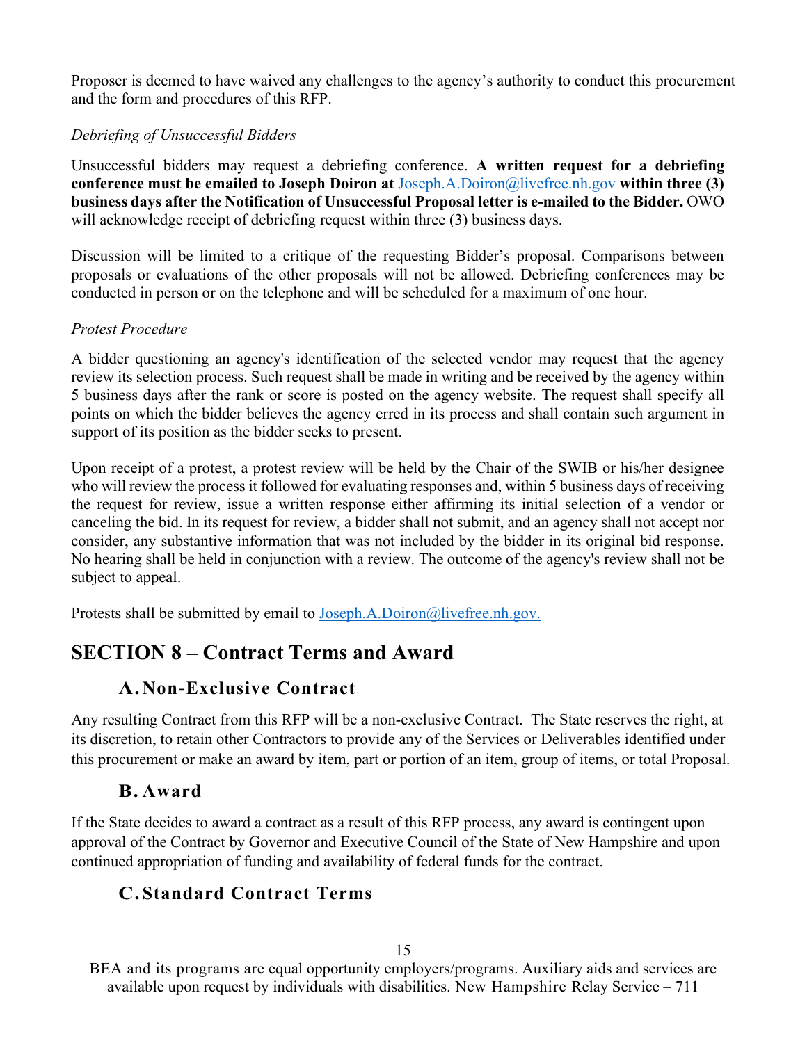Proposer is deemed to have waived any challenges to the agency's authority to conduct this procurement and the form and procedures of this RFP.

*Debriefing of Unsuccessful Bidders*

Unsuccessful bidders may request a debriefing conference. **A written request for a debriefing conference must be emailed to Joseph Doiron at** Joseph.A.Doiron@livefree.nh.gov **within three (3) business days after the Notification of Unsuccessful Proposal letter is e-mailed to the Bidder.** OWO will acknowledge receipt of debriefing request within three (3) business days.

Discussion will be limited to a critique of the requesting Bidder's proposal. Comparisons between proposals or evaluations of the other proposals will not be allowed. Debriefing conferences may be conducted in person or on the telephone and will be scheduled for a maximum of one hour.

*Protest Procedure*

A bidder questioning an agency's identification of the selected vendor may request that the agency review its selection process. Such request shall be made in writing and be received by the agency within 5 business days after the rank or score is posted on the agency website. The request shall specify all points on which the bidder believes the agency erred in its process and shall contain such argument in support of its position as the bidder seeks to present.

Upon receipt of a protest, a protest review will be held by the Chair of the SWIB or his/her designee who will review the process it followed for evaluating responses and, within 5 business days of receiving the request for review, issue a written response either affirming its initial selection of a vendor or canceling the bid. In its request for review, a bidder shall not submit, and an agency shall not accept nor consider, any substantive information that was not included by the bidder in its original bid response. No hearing shall be held in conjunction with a review. The outcome of the agency's review shall not be subject to appeal.

Protests shall be submitted by email to Joseph.A.Doiron@livefree.nh.gov.

# SECTION 8 – Contract Terms and Award

## A. Non-Exclusive Contract

Any resulting Contract from this RFP will be a non-exclusive Contract. The State reserves the right, at its discretion, to retain other Contractors to provide any of the Services or Deliverables identified under this procurement or make an award by item, part or portion of an item, group of items, or total Proposal.

## B. Award

If the State decides to award a contract as a result of this RFP process, any award is contingent upon approval of the Contract by Governor and Executive Council of the State of New Hampshire and upon continued appropriation of funding and availability of federal funds for the contract.

## C. Standard Contract Terms

BEA and its programs are equal opportunity employers/programs. Auxiliary aids and services are available upon request by individuals with disabilities. New Hampshire Relay Service – 711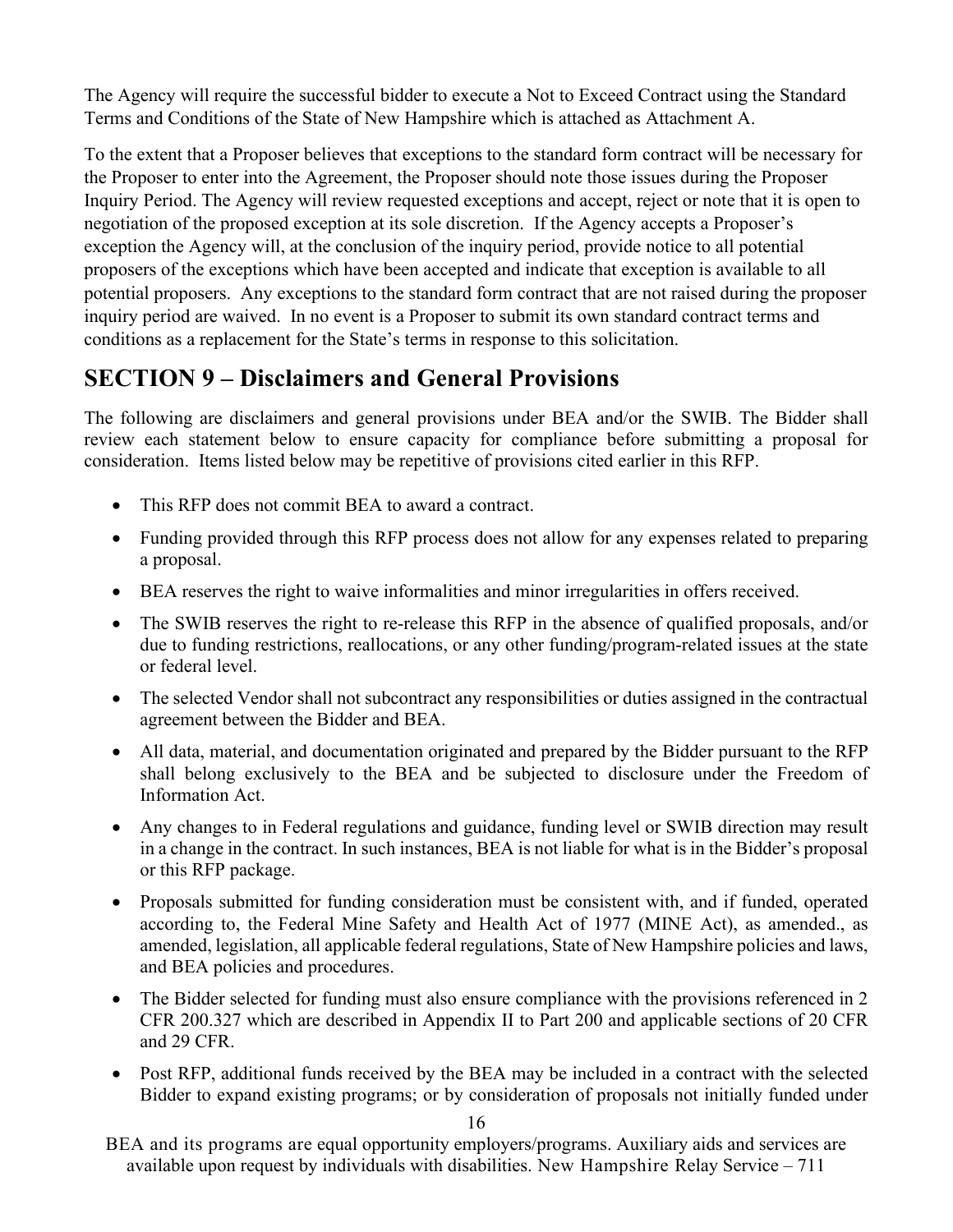The Agency will require the successful bidder to execute a Not to Exceed Contract using the Standard Terms and Conditions of the State of New Hampshire which is attached as Attachment A.

To the extent that a Proposer believes that exceptions to the standard form contract will be necessary for the Proposer to enter into the Agreement, the Proposer should note those issues during the Proposer Inquiry Period. The Agency will review requested exceptions and accept, reject or note that it is open to negotiation of the proposed exception at its sole discretion. If the Agency accepts a Proposer's exception the Agency will, at the conclusion of the inquiry period, provide notice to all potential proposers of the exceptions which have been accepted and indicate that exception is available to all potential proposers. Any exceptions to the standard form contract that are not raised during the proposer inquiry period are waived. In no event is a Proposer to submit its own standard contract terms and conditions as a replacement for the State's terms in response to this solicitation.

## SECTION 9 – Disclaimers and General Provisions

The following are disclaimers and general provisions under BEA and/or the SWIB. The Bidder shall review each statement below to ensure capacity for compliance before submitting a proposal for consideration. Items listed below may be repetitive of provisions cited earlier in this RFP.

- This RFP does not commit BEA to award a contract.
- Funding provided through this RFP process does not allow for any expenses related to preparing a proposal.
- BEA reserves the right to waive informalities and minor irregularities in offers received.
- The SWIB reserves the right to re-release this RFP in the absence of qualified proposals, and/or due to funding restrictions, reallocations, or any other funding/program-related issues at the state or federal level.
- The selected Vendor shall not subcontract any responsibilities or duties assigned in the contractual agreement between the Bidder and BEA.
- All data, material, and documentation originated and prepared by the Bidder pursuant to the RFP shall belong exclusively to the BEA and be subjected to disclosure under the Freedom of Information Act.
- Any changes to in Federal regulations and guidance, funding level or SWIB direction may result in a change in the contract. In such instances, BEA is not liable for what is in the Bidder's proposal or this RFP package.
- Proposals submitted for funding consideration must be consistent with, and if funded, operated according to, the Federal Mine Safety and Health Act of 1977 (MINE Act), as amended., as amended, legislation, all applicable federal regulations, State of New Hampshire policies and laws, and BEA policies and procedures.
- The Bidder selected for funding must also ensure compliance with the provisions referenced in 2 CFR 200.327 which are described in Appendix II to Part 200 and applicable sections of 20 CFR and 29 CFR.
- Post RFP, additional funds received by the BEA may be included in a contract with the selected Bidder to expand existing programs; or by consideration of proposals not initially funded under

BEA and its programs are equal opportunity employers/programs. Auxiliary aids and services are available upon request by individuals with disabilities. New Hampshire Relay Service – 711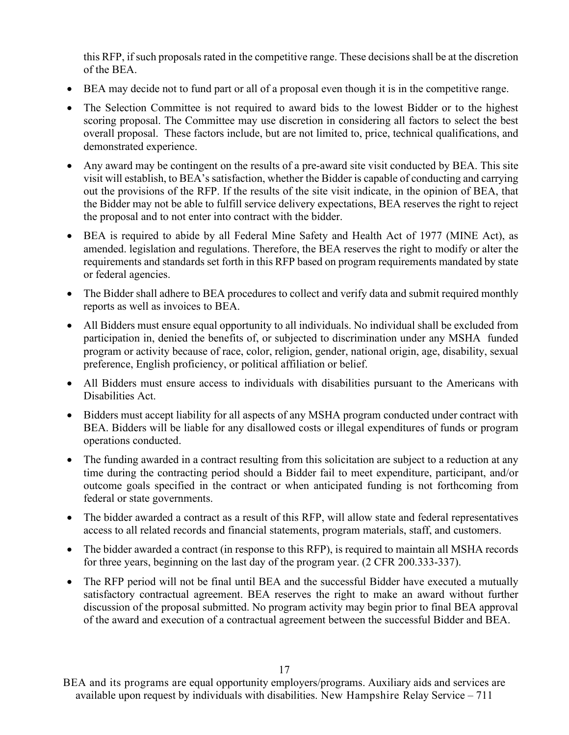this RFP, if such proposals rated in the competitive range. These decisions shall be at the discretion of the BEA.

- BEA may decide not to fund part or all of a proposal even though it is in the competitive range.
- The Selection Committee is not required to award bids to the lowest Bidder or to the highest scoring proposal. The Committee may use discretion in considering all factors to select the best overall proposal. These factors include, but are not limited to, price, technical qualifications, and demonstrated experience.
- Any award may be contingent on the results of a pre-award site visit conducted by BEA. This site visit will establish, to BEA's satisfaction, whether the Bidder is capable of conducting and carrying out the provisions of the RFP. If the results of the site visit indicate, in the opinion of BEA, that the Bidder may not be able to fulfill service delivery expectations, BEA reserves the right to reject the proposal and to not enter into contract with the bidder.
- BEA is required to abide by all Federal Mine Safety and Health Act of 1977 (MINE Act), as amended. legislation and regulations. Therefore, the BEA reserves the right to modify or alter the requirements and standards set forth in this RFP based on program requirements mandated by state or federal agencies.
- The Bidder shall adhere to BEA procedures to collect and verify data and submit required monthly reports as well as invoices to BEA.
- All Bidders must ensure equal opportunity to all individuals. No individual shall be excluded from participation in, denied the benefits of, or subjected to discrimination under any MSHA funded program or activity because of race, color, religion, gender, national origin, age, disability, sexual preference, English proficiency, or political affiliation or belief.
- All Bidders must ensure access to individuals with disabilities pursuant to the Americans with Disabilities Act.
- Bidders must accept liability for all aspects of any MSHA program conducted under contract with BEA. Bidders will be liable for any disallowed costs or illegal expenditures of funds or program operations conducted.
- The funding awarded in a contract resulting from this solicitation are subject to a reduction at any time during the contracting period should a Bidder fail to meet expenditure, participant, and/or outcome goals specified in the contract or when anticipated funding is not forthcoming from federal or state governments.
- The bidder awarded a contract as a result of this RFP, will allow state and federal representatives access to all related records and financial statements, program materials, staff, and customers.
- The bidder awarded a contract (in response to this RFP), is required to maintain all MSHA records for three years, beginning on the last day of the program year. (2 CFR 200.333-337).
- The RFP period will not be final until BEA and the successful Bidder have executed a mutually satisfactory contractual agreement. BEA reserves the right to make an award without further discussion of the proposal submitted. No program activity may begin prior to final BEA approval of the award and execution of a contractual agreement between the successful Bidder and BEA.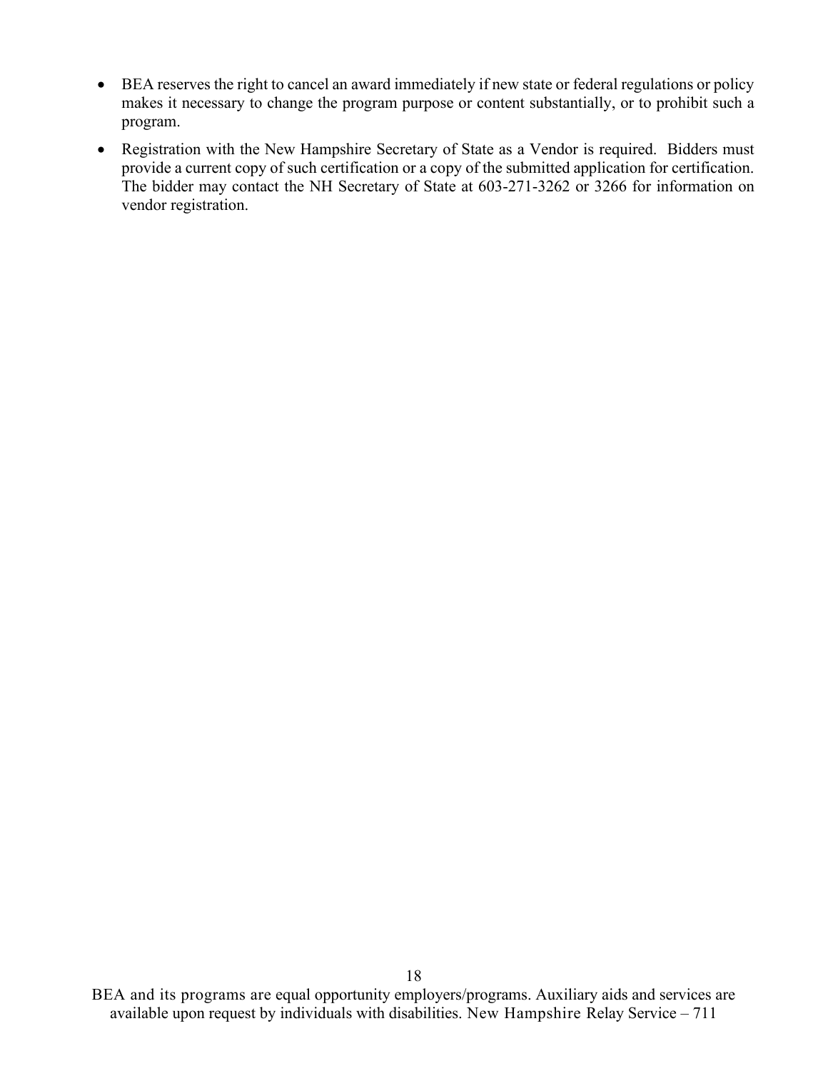- BEA reserves the right to cancel an award immediately if new state or federal regulations or policy makes it necessary to change the program purpose or content substantially, or to prohibit such a program.
- Registration with the New Hampshire Secretary of State as a Vendor is required. Bidders must provide a current copy of such certification or a copy of the submitted application for certification. The bidder may contact the NH Secretary of State at 603-271-3262 or 3266 for information on vendor registration.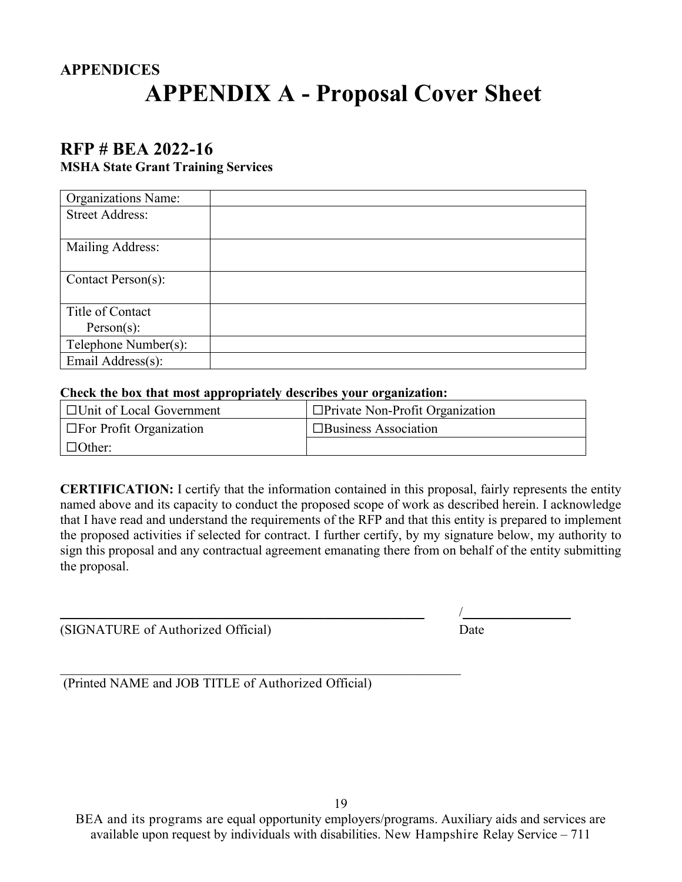**APPENDICES**

# APPENDIX A - Proposal Cover Sheet

## RFP # BEA 2022-16

**MSHA State Grant Training Services**

| Organizations Name: | |
|---|---|
| Street Address: | |
| Mailing Address: | |
| Contact Person(s): | |
| Title of Contact Person(s): | |
| Telephone Number(s): | |
| Email Address(s): | |

**Check the box that most appropriately describes your organization:**

| ☐Unit of Local Government | ☐Private Non-Profit Organization |
|---|---|
| ☐For Profit Organization | ☐Business Association |
| ☐Other: | |

**CERTIFICATION:** I certify that the information contained in this proposal, fairly represents the entity named above and its capacity to conduct the proposed scope of work as described herein. I acknowledge that I have read and understand the requirements of the RFP and that this entity is prepared to implement the proposed activities if selected for contract. I further certify, by my signature below, my authority to sign this proposal and any contractual agreement emanating there from on behalf of the entity submitting the proposal.

\_\_\_\_\_\_\_\_\_\_\_\_\_\_\_\_\_\_\_\_\_\_\_\_\_\_\_\_\_\_\_\_\_\_\_\_\_\_\_\_\_\_\_\_\_\_\_\_ /\_\_\_\_\_\_\_\_\_\_\_\_\_\_\_\_

(SIGNATURE of Authorized Official) Date

\_\_\_\_\_\_\_\_\_\_\_\_\_\_\_\_\_\_\_\_\_\_\_\_\_\_\_\_\_\_\_\_\_\_\_\_\_\_\_\_\_\_\_\_\_\_\_\_\_\_\_\_\_\_

(Printed NAME and JOB TITLE of Authorized Official)

BEA and its programs are equal opportunity employers/programs. Auxiliary aids and services are available upon request by individuals with disabilities. New Hampshire Relay Service – 711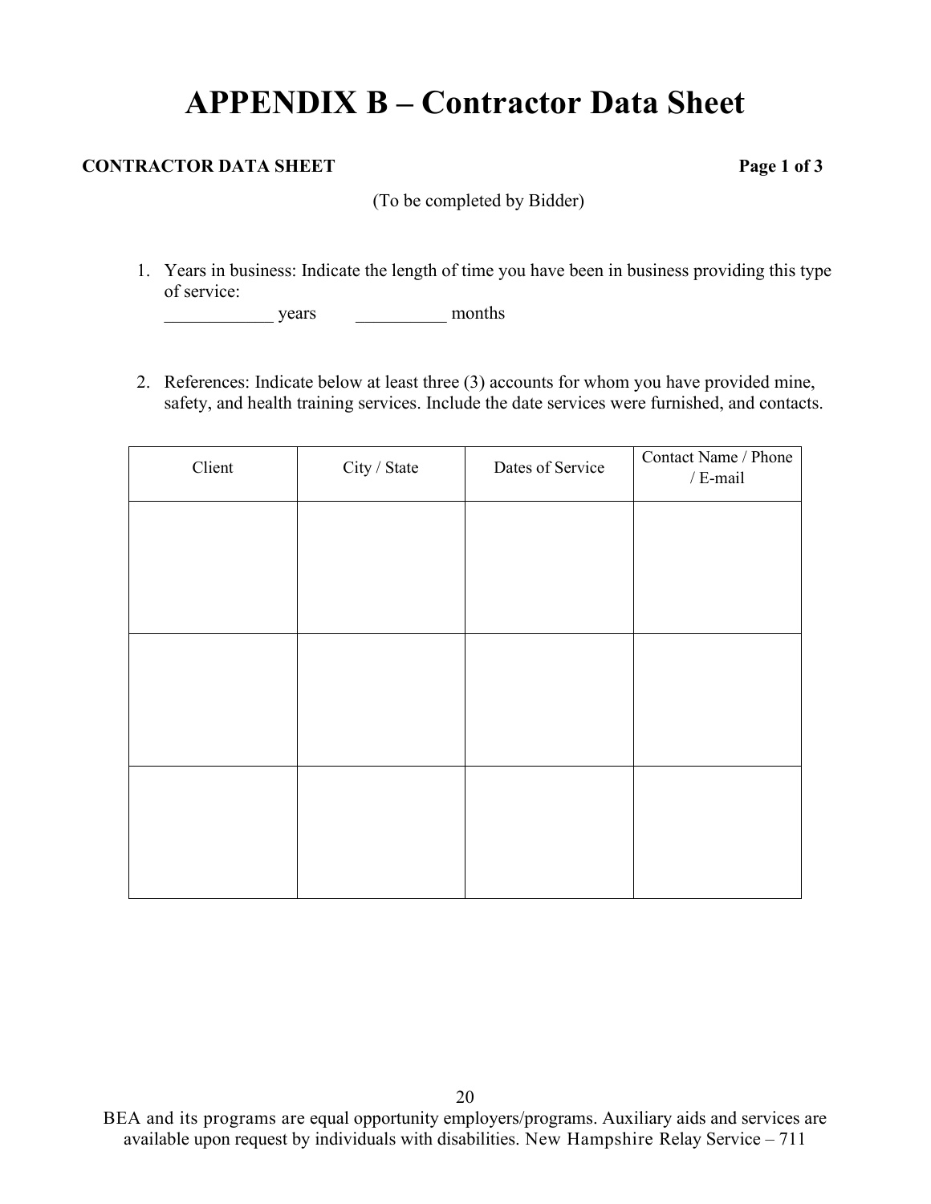# APPENDIX B – Contractor Data Sheet

**CONTRACTOR DATA SHEET** **Page 1 of 3**

(To be completed by Bidder)

1. Years in business: Indicate the length of time you have been in business providing this type of service:
   ____________ years __________ months

2. References: Indicate below at least three (3) accounts for whom you have provided mine, safety, and health training services. Include the date services were furnished, and contacts.

| Client | City / State | Dates of Service | Contact Name / Phone / E-mail |
|---|---|---|---|
| | | | |
| | | | |
| | | | |

BEA and its programs are equal opportunity employers/programs. Auxiliary aids and services are available upon request by individuals with disabilities. New Hampshire Relay Service – 711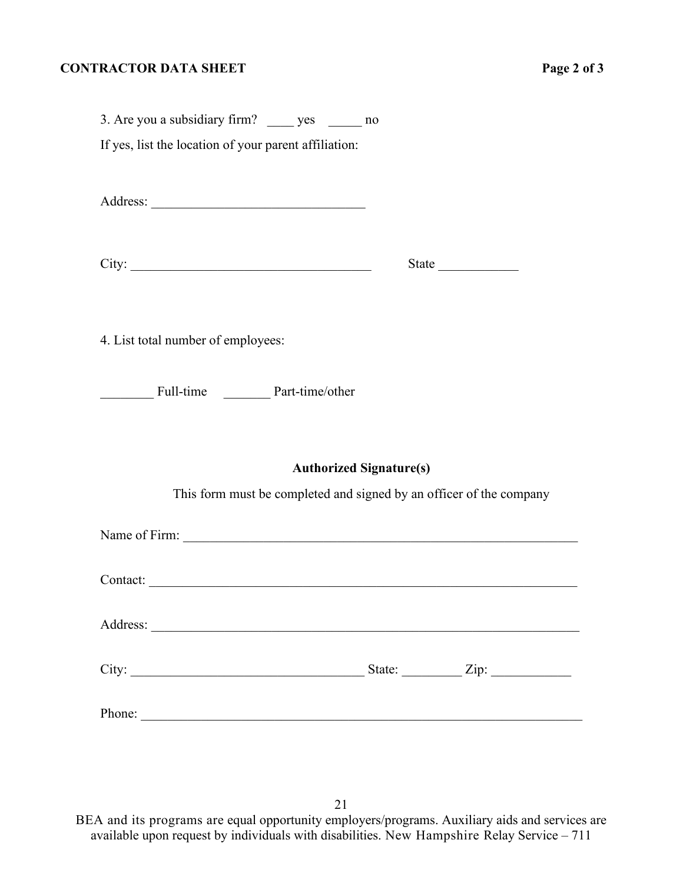**CONTRACTOR DATA SHEET**

3. Are you a subsidiary firm? ____ yes _____ no

If yes, list the location of your parent affiliation:

Address: ________________________________

City: ____________________________________ State ____________

4. List total number of employees:

________ Full-time _______ Part-time/other

**Authorized Signature(s)**

This form must be completed and signed by an officer of the company

Name of Firm: ____________________________________________________________

Contact: _________________________________________________________________

Address: _________________________________________________________________

City: ___________________________________ State: _________ Zip: ____________

Phone: ___________________________________________________________________

BEA and its programs are equal opportunity employers/programs. Auxiliary aids and services are available upon request by individuals with disabilities. New Hampshire Relay Service – 711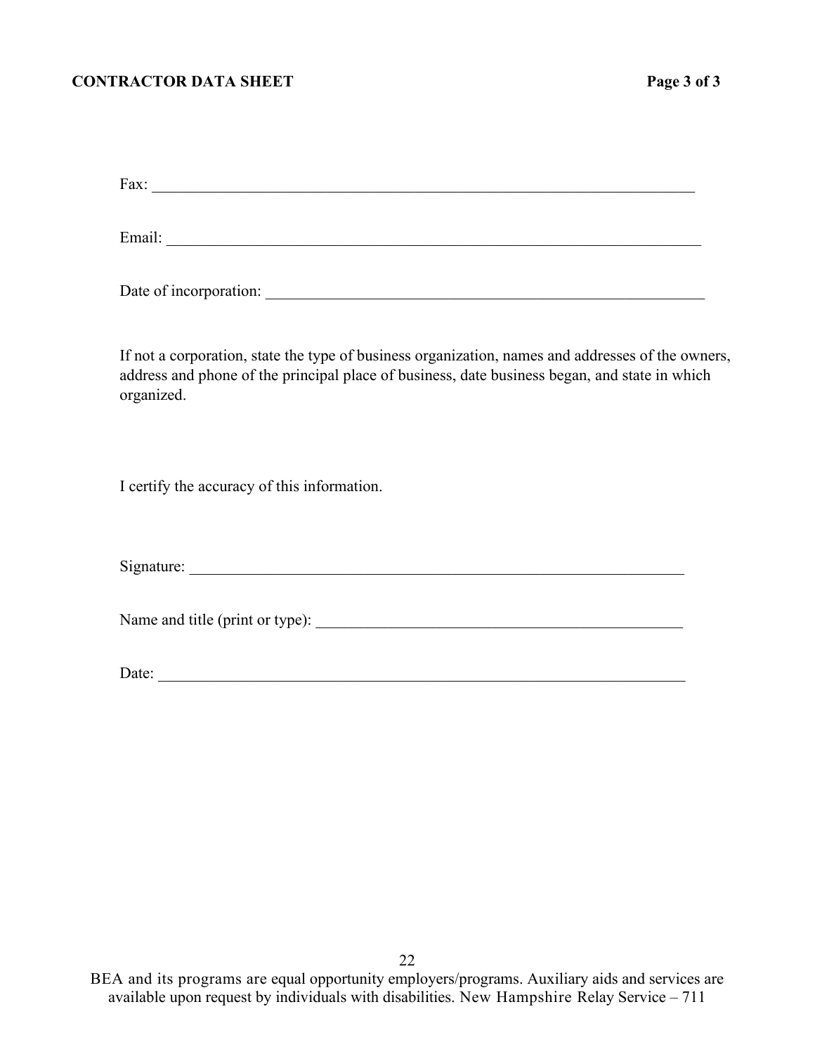**CONTRACTOR DATA SHEET**

Fax: ___________________________________________________________________________

Email: _________________________________________________________________________

Date of incorporation: ___________________________________________________________

If not a corporation, state the type of business organization, names and addresses of the owners, address and phone of the principal place of business, date business began, and state in which organized.

I certify the accuracy of this information.

Signature: ______________________________________________________________________

Name and title (print or type): ___________________________________________________

Date: __________________________________________________________________________

BEA and its programs are equal opportunity employers/programs. Auxiliary aids and services are available upon request by individuals with disabilities. New Hampshire Relay Service – 711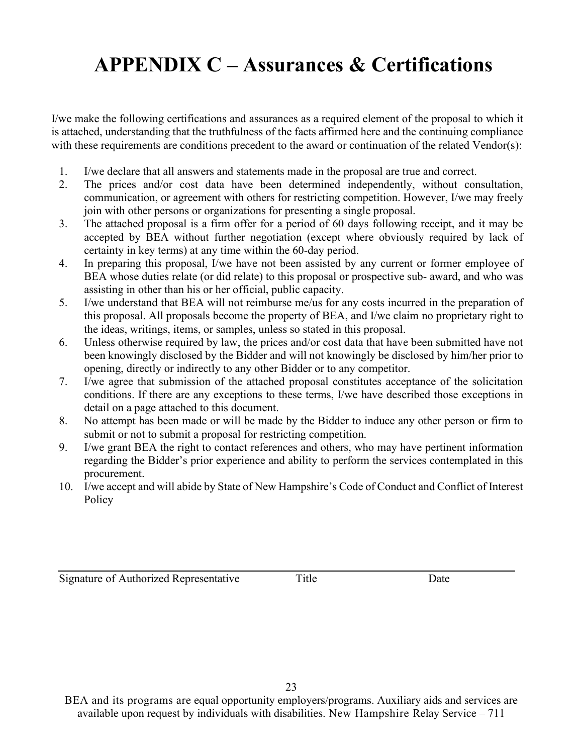# APPENDIX C – Assurances & Certifications

I/we make the following certifications and assurances as a required element of the proposal to which it is attached, understanding that the truthfulness of the facts affirmed here and the continuing compliance with these requirements are conditions precedent to the award or continuation of the related Vendor(s):

1. I/we declare that all answers and statements made in the proposal are true and correct.
2. The prices and/or cost data have been determined independently, without consultation, communication, or agreement with others for restricting competition. However, I/we may freely join with other persons or organizations for presenting a single proposal.
3. The attached proposal is a firm offer for a period of 60 days following receipt, and it may be accepted by BEA without further negotiation (except where obviously required by lack of certainty in key terms) at any time within the 60-day period.
4. In preparing this proposal, I/we have not been assisted by any current or former employee of BEA whose duties relate (or did relate) to this proposal or prospective sub- award, and who was assisting in other than his or her official, public capacity.
5. I/we understand that BEA will not reimburse me/us for any costs incurred in the preparation of this proposal. All proposals become the property of BEA, and I/we claim no proprietary right to the ideas, writings, items, or samples, unless so stated in this proposal.
6. Unless otherwise required by law, the prices and/or cost data that have been submitted have not been knowingly disclosed by the Bidder and will not knowingly be disclosed by him/her prior to opening, directly or indirectly to any other Bidder or to any competitor.
7. I/we agree that submission of the attached proposal constitutes acceptance of the solicitation conditions. If there are any exceptions to these terms, I/we have described those exceptions in detail on a page attached to this document.
8. No attempt has been made or will be made by the Bidder to induce any other person or firm to submit or not to submit a proposal for restricting competition.
9. I/we grant BEA the right to contact references and others, who may have pertinent information regarding the Bidder's prior experience and ability to perform the services contemplated in this procurement.
10. I/we accept and will abide by State of New Hampshire's Code of Conduct and Conflict of Interest Policy

Signature of Authorized Representative        Title        Date

BEA and its programs are equal opportunity employers/programs. Auxiliary aids and services are available upon request by individuals with disabilities. New Hampshire Relay Service – 711